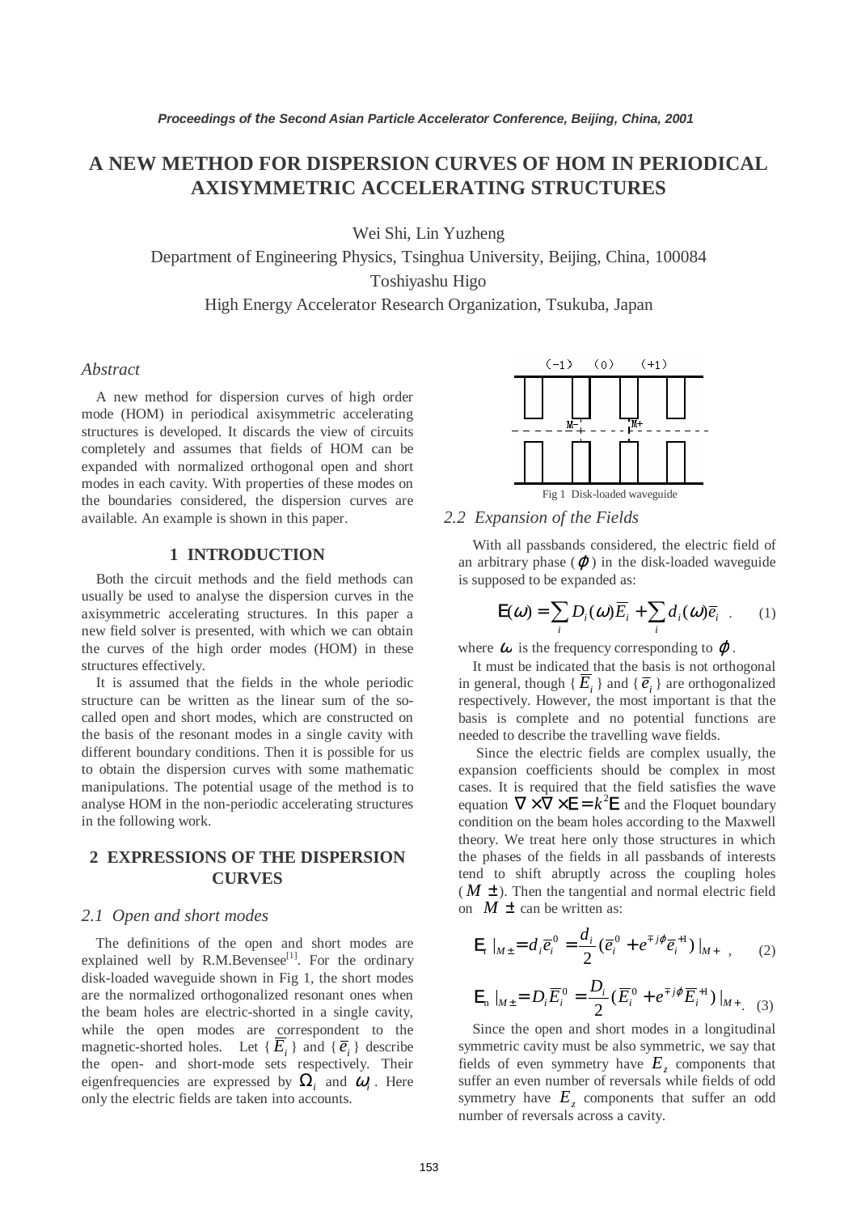# A NEW METHOD FOR DISPERSION CURVES OF HOM IN PERIODICAL AXISYMMETRIC ACCELERATING STRUCTURES

Wei Shi, Lin Yuzheng

Department of Engineering Physics, Tsinghua University, Beijing, China, 100084

Toshiyashu Higo

High Energy Accelerator Research Organization, Tsukuba, Japan

### *Abstract*

A new method for dispersion curves of high order mode (HOM) in periodical axisymmetric accelerating structures is developed. It discards the view of circuits completely and assumes that fields of HOM can be expanded with normalized orthogonal open and short modes in each cavity. With properties of these modes on the boundaries considered, the dispersion curves are available. An example is shown in this paper.

## 1 INTRODUCTION

Both the circuit methods and the field methods can usually be used to analyse the dispersion curves in the axisymmetric accelerating structures. In this paper a new field solver is presented, with which we can obtain the curves of the high order modes (HOM) in these structures effectively.

It is assumed that the fields in the whole periodic structure can be written as the linear sum of the so-called open and short modes, which are constructed on the basis of the resonant modes in a single cavity with different boundary conditions. Then it is possible for us to obtain the dispersion curves with some mathematic manipulations. The potential usage of the method is to analyse HOM in the non-periodic accelerating structures in the following work.

## 2 EXPRESSIONS OF THE DISPERSION CURVES

### *2.1 Open and short modes*

The definitions of the open and short modes are explained well by R.M.Bevensee[1]. For the ordinary disk-loaded waveguide shown in Fig 1, the short modes are the normalized orthogonalized resonant ones when the beam holes are electric-shorted in a single cavity, while the open modes are correspondent to the magnetic-shorted holes. Let $\{\overline{E}_i\}$ and $\{\overline{e}_i\}$ describe the open- and short-mode sets respectively. Their eigenfrequencies are expressed by $\Omega_i$ and $\omega_i$. Here only the electric fields are taken into accounts.

(−1)　(0)　(+1)

M−　M+

Fig 1 Disk-loaded waveguide

### *2.2 Expansion of the Fields*

With all passbands considered, the electric field of an arbitrary phase ($\varphi$) in the disk-loaded waveguide is supposed to be expanded as:

$$\mathrm{E}(\omega) = \sum_i D_i(\omega)\overline{E}_i + \sum_i d_i(\omega)\overline{e}_i \quad . \qquad (1)$$

where $\omega$ is the frequency corresponding to $\varphi$.

It must be indicated that the basis is not orthogonal in general, though $\{\overline{E}_i\}$ and $\{\overline{e}_i\}$ are orthogonalized respectively. However, the most important is that the basis is complete and no potential functions are needed to describe the travelling wave fields.

Since the electric fields are complex usually, the expansion coefficients should be complex in most cases. It is required that the field satisfies the wave equation $\nabla\times\nabla\times\mathrm{E} = k^2\mathrm{E}$ and the Floquet boundary condition on the beam holes according to the Maxwell theory. We treat here only those structures in which the phases of the fields in all passbands of interests tend to shift abruptly across the coupling holes ($M\pm$). Then the tangential and normal electric field on $M\pm$ can be written as:

$$\mathrm{E}_t\,|_{M\pm} = d_i\overline{e}_i^{\,0} = \frac{d_i}{2}(\overline{e}_i^{\,0} + e^{\mp j\varphi}\overline{e}_i^{\,+1})\,|_{M+} \quad , \qquad (2)$$

$$\mathrm{E}_n\,|_{M\pm} = D_i\overline{E}_i^{\,0} = \frac{D_i}{2}(\overline{E}_i^{\,0} + e^{\mp j\varphi}\overline{E}_i^{\,+1})\,|_{M+} . \quad (3)$$

Since the open and short modes in a longitudinal symmetric cavity must be also symmetric, we say that fields of even symmetry have $E_z$ components that suffer an even number of reversals while fields of odd symmetry have $E_z$ components that suffer an odd number of reversals across a cavity.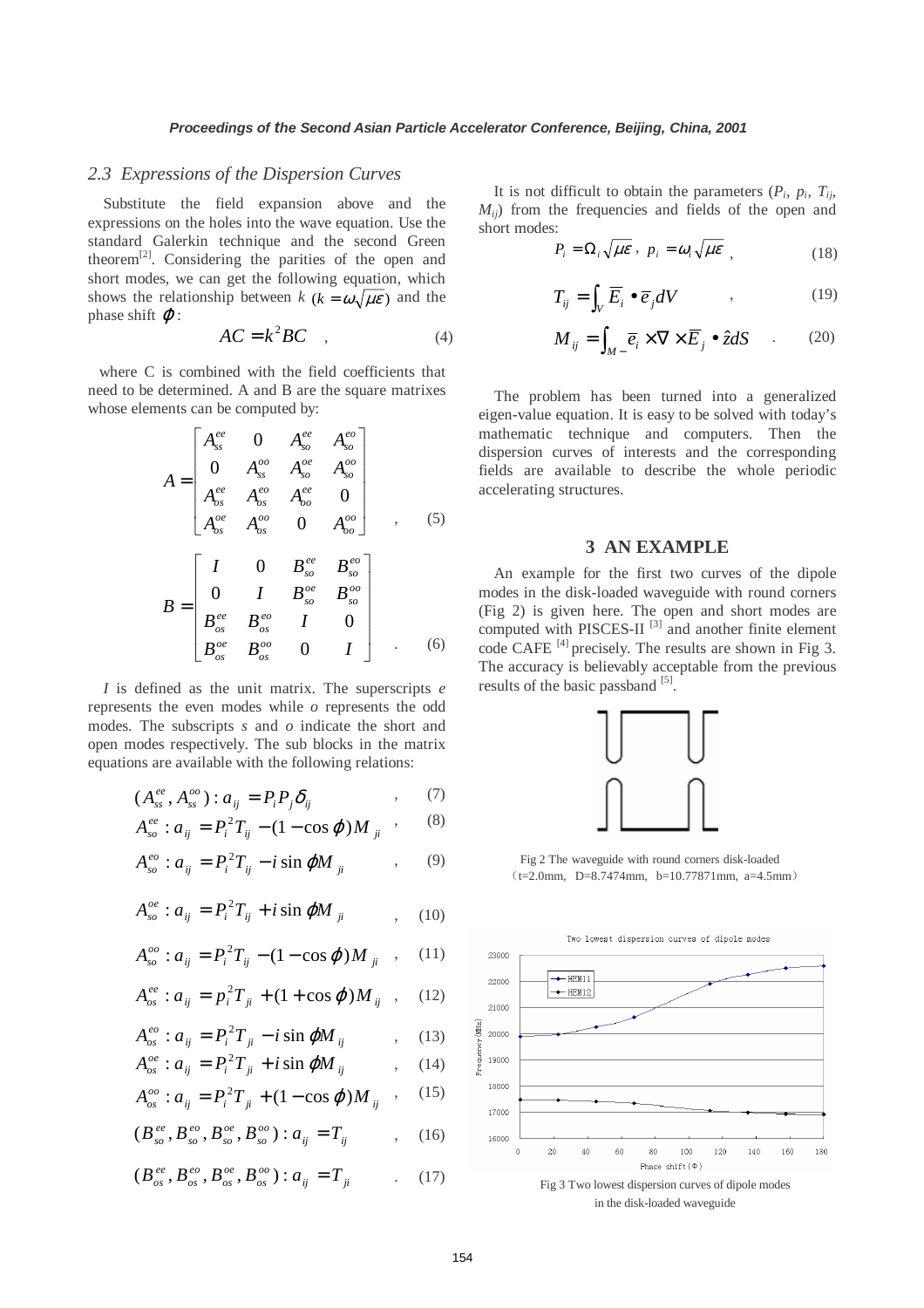### 2.3 Expressions of the Dispersion Curves

Substitute the field expansion above and the expressions on the holes into the wave equation. Use the standard Galerkin technique and the second Green theorem[2]. Considering the parities of the open and short modes, we can get the following equation, which shows the relationship between $k$ ($k = \omega\sqrt{\mu\varepsilon}$) and the phase shift $\varphi$:

$$AC = k^2 BC \quad , \tag{4}$$

where C is combined with the field coefficients that need to be determined. A and B are the square matrixes whose elements can be computed by:

$$A = \begin{bmatrix} A_{ss}^{ee} & 0 & A_{so}^{ee} & A_{so}^{eo} \\ 0 & A_{ss}^{oo} & A_{so}^{oe} & A_{so}^{oo} \\ A_{os}^{ee} & A_{os}^{eo} & A_{oo}^{ee} & 0 \\ A_{os}^{oe} & A_{os}^{oo} & 0 & A_{oo}^{oo} \end{bmatrix} \quad , \tag{5}$$

$$B = \begin{bmatrix} I & 0 & B_{so}^{ee} & B_{so}^{eo} \\ 0 & I & B_{so}^{oe} & B_{so}^{oo} \\ B_{os}^{ee} & B_{os}^{eo} & I & 0 \\ B_{os}^{oe} & B_{os}^{oo} & 0 & I \end{bmatrix} \quad . \tag{6}$$

*I* is defined as the unit matrix. The superscripts *e* represents the even modes while *o* represents the odd modes. The subscripts *s* and *o* indicate the short and open modes respectively. The sub blocks in the matrix equations are available with the following relations:

$$(A_{ss}^{ee}, A_{ss}^{oo}) : a_{ij} = P_i P_j \delta_{ij} \quad , \tag{7}$$

$$A_{so}^{ee} : a_{ij} = P_i^2 T_{ij} - (1 - \cos\varphi) M_{ji} \quad , \tag{8}$$

$$A_{so}^{eo} : a_{ij} = P_i^2 T_{ij} - i \sin\varphi M_{ji} \quad , \tag{9}$$

$$A_{so}^{oe} : a_{ij} = P_i^2 T_{ij} + i \sin\varphi M_{ji} \quad , \tag{10}$$

$$A_{so}^{oo} : a_{ij} = P_i^2 T_{ij} - (1 - \cos\varphi) M_{ji} \quad , \tag{11}$$

$$A_{os}^{ee} : a_{ij} = p_i^2 T_{ji} + (1 + \cos\varphi) M_{ij} \quad , \tag{12}$$

$$A_{os}^{eo} : a_{ij} = P_i^2 T_{ji} - i \sin\varphi M_{ij} \quad , \tag{13}$$

$$A_{os}^{oe} : a_{ij} = P_i^2 T_{ji} + i \sin\varphi M_{ij} \quad , \tag{14}$$

$$A_{os}^{oo} : a_{ij} = P_i^2 T_{ji} + (1 - \cos\varphi) M_{ij} \quad , \tag{15}$$

$$(B_{so}^{ee}, B_{so}^{eo}, B_{so}^{oe}, B_{so}^{oo}) : a_{ij} = T_{ij} \quad , \tag{16}$$

$$(B_{os}^{ee}, B_{os}^{eo}, B_{os}^{oe}, B_{os}^{oo}) : a_{ij} = T_{ji} \quad . \tag{17}$$

It is not difficult to obtain the parameters ($P_i$, $p_i$, $T_{ij}$, $M_{ij}$) from the frequencies and fields of the open and short modes:

$$P_i = \Omega_i \sqrt{\mu\varepsilon}\, , \; p_i = \omega_i \sqrt{\mu\varepsilon} \; , \tag{18}$$

$$T_{ij} = \int_V \overline{E}_i \bullet \overline{e}_j dV \quad , \tag{19}$$

$$M_{ij} = \int_{M-} \overline{e}_i \times \nabla \times \overline{E}_j \bullet \hat{z} dS \quad . \tag{20}$$

The problem has been turned into a generalized eigen-value equation. It is easy to be solved with today's mathematic technique and computers. Then the dispersion curves of interests and the corresponding fields are available to describe the whole periodic accelerating structures.

## 3 AN EXAMPLE

An example for the first two curves of the dipole modes in the disk-loaded waveguide with round corners (Fig 2) is given here. The open and short modes are computed with PISCES-II [3] and another finite element code CAFE [4] precisely. The results are shown in Fig 3. The accuracy is believably acceptable from the previous results of the basic passband [5].

Fig 2 The waveguide with round corners disk-loaded （t=2.0mm, D=8.7474mm, b=10.77871mm, a=4.5mm）

Fig 3 Two lowest dispersion curves of dipole modes in the disk-loaded waveguide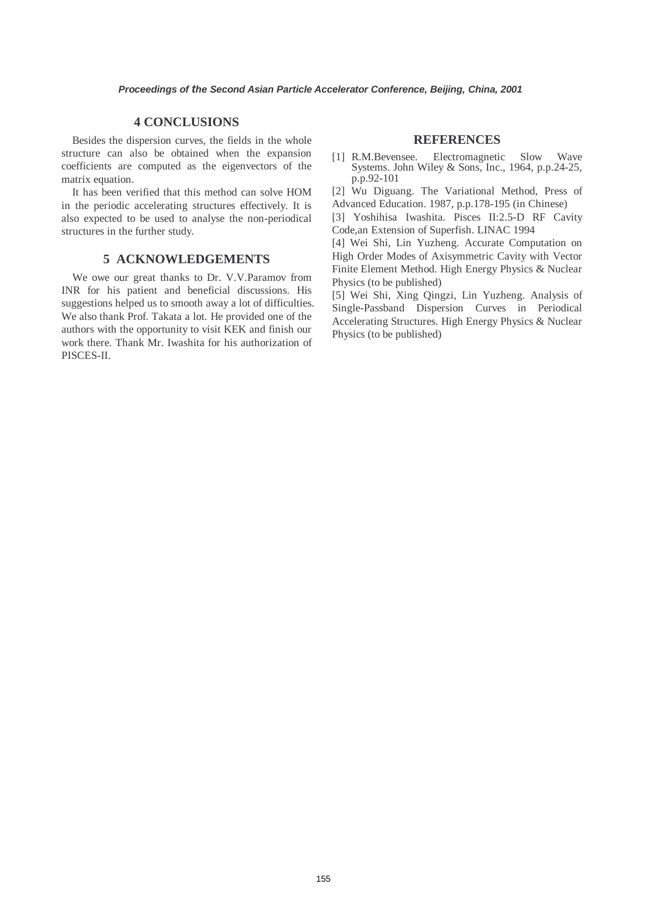## 4 CONCLUSIONS

Besides the dispersion curves, the fields in the whole structure can also be obtained when the expansion coefficients are computed as the eigenvectors of the matrix equation.

It has been verified that this method can solve HOM in the periodic accelerating structures effectively. It is also expected to be used to analyse the non-periodical structures in the further study.

## 5 ACKNOWLEDGEMENTS

We owe our great thanks to Dr. V.V.Paramov from INR for his patient and beneficial discussions. His suggestions helped us to smooth away a lot of difficulties. We also thank Prof. Takata a lot. He provided one of the authors with the opportunity to visit KEK and finish our work there. Thank Mr. Iwashita for his authorization of PISCES-II.

## REFERENCES

[1] R.M.Bevensee. Electromagnetic Slow Wave Systems. John Wiley & Sons, Inc., 1964, p.p.24-25, p.p.92-101

[2] Wu Diguang. The Variational Method, Press of Advanced Education. 1987, p.p.178-195 (in Chinese)

[3] Yoshihisa Iwashita. Pisces II:2.5-D RF Cavity Code,an Extension of Superfish. LINAC 1994

[4] Wei Shi, Lin Yuzheng. Accurate Computation on High Order Modes of Axisymmetric Cavity with Vector Finite Element Method. High Energy Physics & Nuclear Physics (to be published)

[5] Wei Shi, Xing Qingzi, Lin Yuzheng. Analysis of Single-Passband Dispersion Curves in Periodical Accelerating Structures. High Energy Physics & Nuclear Physics (to be published)